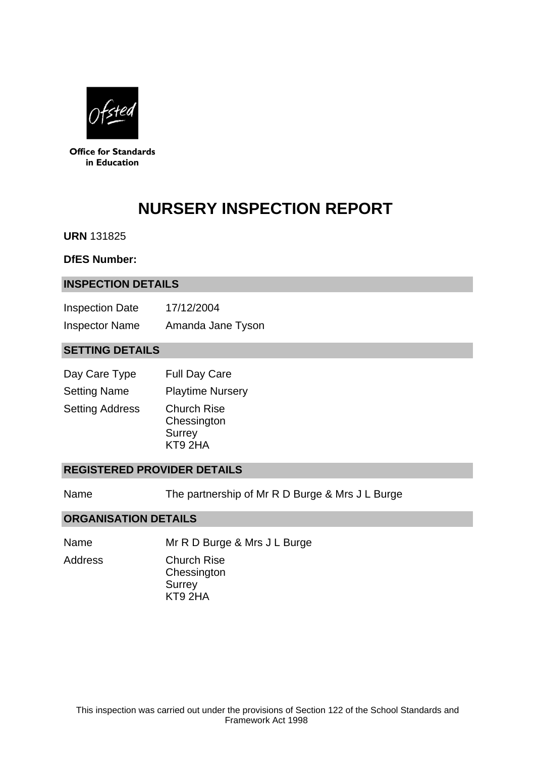Office for Standards in Education

# NURSERY INSPECTION REPORT

**URN** 131825

**DfES Number:**

## INSPECTION DETAILS

| | |
|---|---|
| Inspection Date | 17/12/2004 |
| Inspector Name | Amanda Jane Tyson |

## SETTING DETAILS

| | |
|---|---|
| Day Care Type | Full Day Care |
| Setting Name | Playtime Nursery |
| Setting Address | Church Rise<br>Chessington<br>Surrey<br>KT9 2HA |

## REGISTERED PROVIDER DETAILS

| | |
|---|---|
| Name | The partnership of Mr R D Burge & Mrs J L Burge |

## ORGANISATION DETAILS

| | |
|---|---|
| Name | Mr R D Burge & Mrs J L Burge |
| Address | Church Rise<br>Chessington<br>Surrey<br>KT9 2HA |

This inspection was carried out under the provisions of Section 122 of the School Standards and Framework Act 1998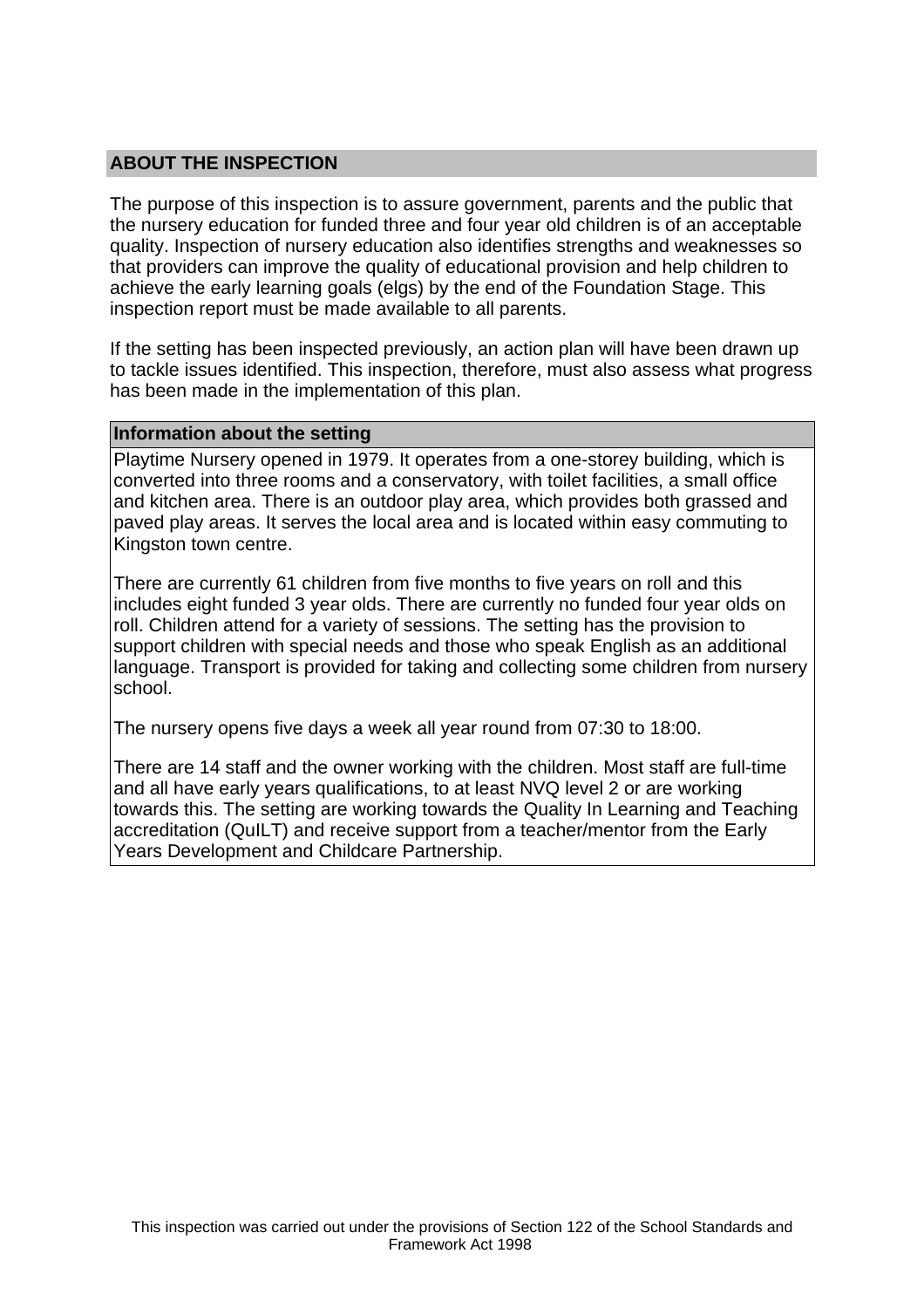## ABOUT THE INSPECTION

The purpose of this inspection is to assure government, parents and the public that the nursery education for funded three and four year old children is of an acceptable quality. Inspection of nursery education also identifies strengths and weaknesses so that providers can improve the quality of educational provision and help children to achieve the early learning goals (elgs) by the end of the Foundation Stage. This inspection report must be made available to all parents.

If the setting has been inspected previously, an action plan will have been drawn up to tackle issues identified. This inspection, therefore, must also assess what progress has been made in the implementation of this plan.

### Information about the setting

Playtime Nursery opened in 1979. It operates from a one-storey building, which is converted into three rooms and a conservatory, with toilet facilities, a small office and kitchen area. There is an outdoor play area, which provides both grassed and paved play areas. It serves the local area and is located within easy commuting to Kingston town centre.

There are currently 61 children from five months to five years on roll and this includes eight funded 3 year olds. There are currently no funded four year olds on roll. Children attend for a variety of sessions. The setting has the provision to support children with special needs and those who speak English as an additional language. Transport is provided for taking and collecting some children from nursery school.

The nursery opens five days a week all year round from 07:30 to 18:00.

There are 14 staff and the owner working with the children. Most staff are full-time and all have early years qualifications, to at least NVQ level 2 or are working towards this. The setting are working towards the Quality In Learning and Teaching accreditation (QuILT) and receive support from a teacher/mentor from the Early Years Development and Childcare Partnership.

This inspection was carried out under the provisions of Section 122 of the School Standards and Framework Act 1998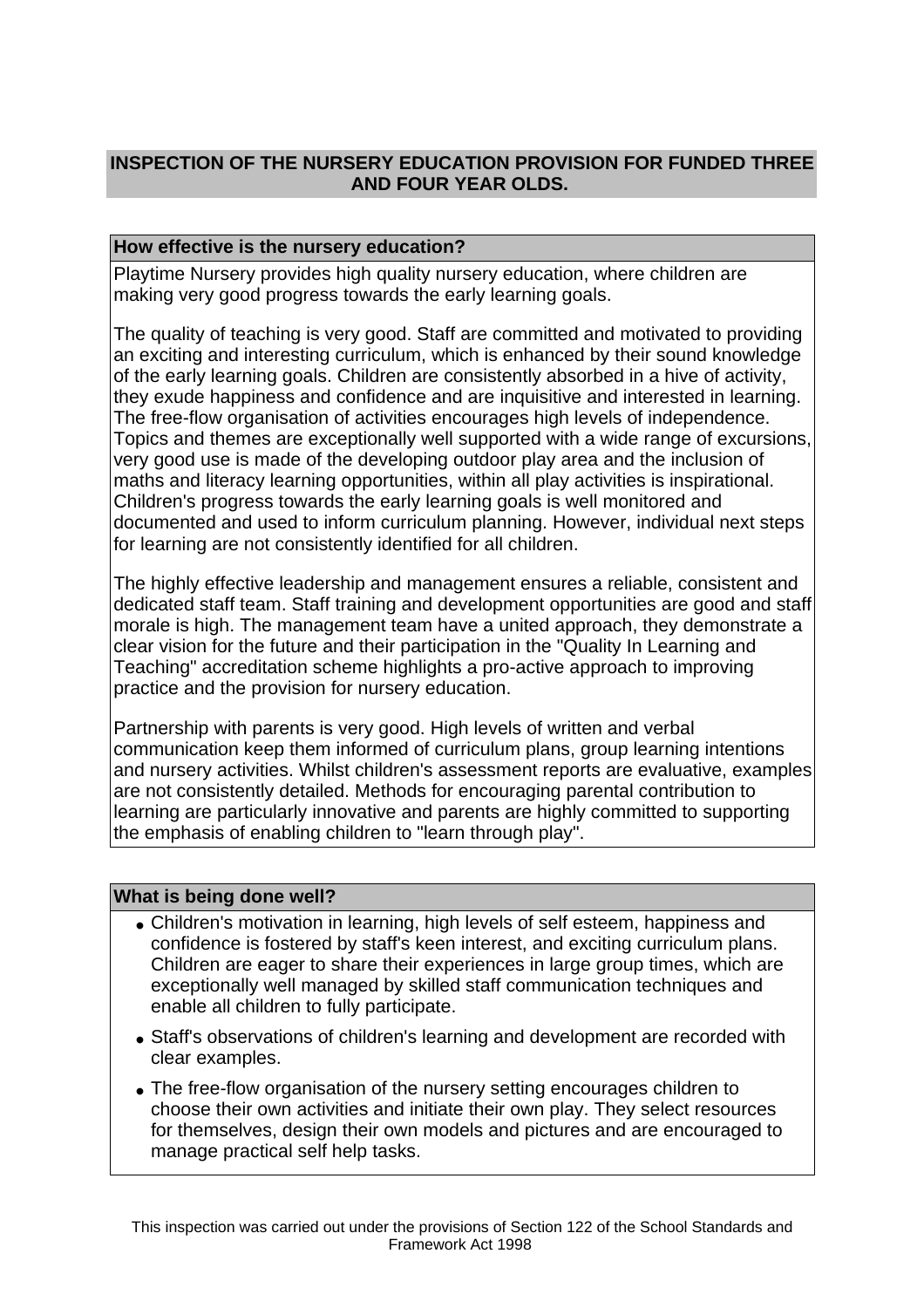## INSPECTION OF THE NURSERY EDUCATION PROVISION FOR FUNDED THREE AND FOUR YEAR OLDS.

### How effective is the nursery education?

Playtime Nursery provides high quality nursery education, where children are making very good progress towards the early learning goals.

The quality of teaching is very good. Staff are committed and motivated to providing an exciting and interesting curriculum, which is enhanced by their sound knowledge of the early learning goals. Children are consistently absorbed in a hive of activity, they exude happiness and confidence and are inquisitive and interested in learning. The free-flow organisation of activities encourages high levels of independence. Topics and themes are exceptionally well supported with a wide range of excursions, very good use is made of the developing outdoor play area and the inclusion of maths and literacy learning opportunities, within all play activities is inspirational. Children's progress towards the early learning goals is well monitored and documented and used to inform curriculum planning. However, individual next steps for learning are not consistently identified for all children.

The highly effective leadership and management ensures a reliable, consistent and dedicated staff team. Staff training and development opportunities are good and staff morale is high. The management team have a united approach, they demonstrate a clear vision for the future and their participation in the "Quality In Learning and Teaching" accreditation scheme highlights a pro-active approach to improving practice and the provision for nursery education.

Partnership with parents is very good. High levels of written and verbal communication keep them informed of curriculum plans, group learning intentions and nursery activities. Whilst children's assessment reports are evaluative, examples are not consistently detailed. Methods for encouraging parental contribution to learning are particularly innovative and parents are highly committed to supporting the emphasis of enabling children to "learn through play".

### What is being done well?

- Children's motivation in learning, high levels of self esteem, happiness and confidence is fostered by staff's keen interest, and exciting curriculum plans. Children are eager to share their experiences in large group times, which are exceptionally well managed by skilled staff communication techniques and enable all children to fully participate.
- Staff's observations of children's learning and development are recorded with clear examples.
- The free-flow organisation of the nursery setting encourages children to choose their own activities and initiate their own play. They select resources for themselves, design their own models and pictures and are encouraged to manage practical self help tasks.

This inspection was carried out under the provisions of Section 122 of the School Standards and Framework Act 1998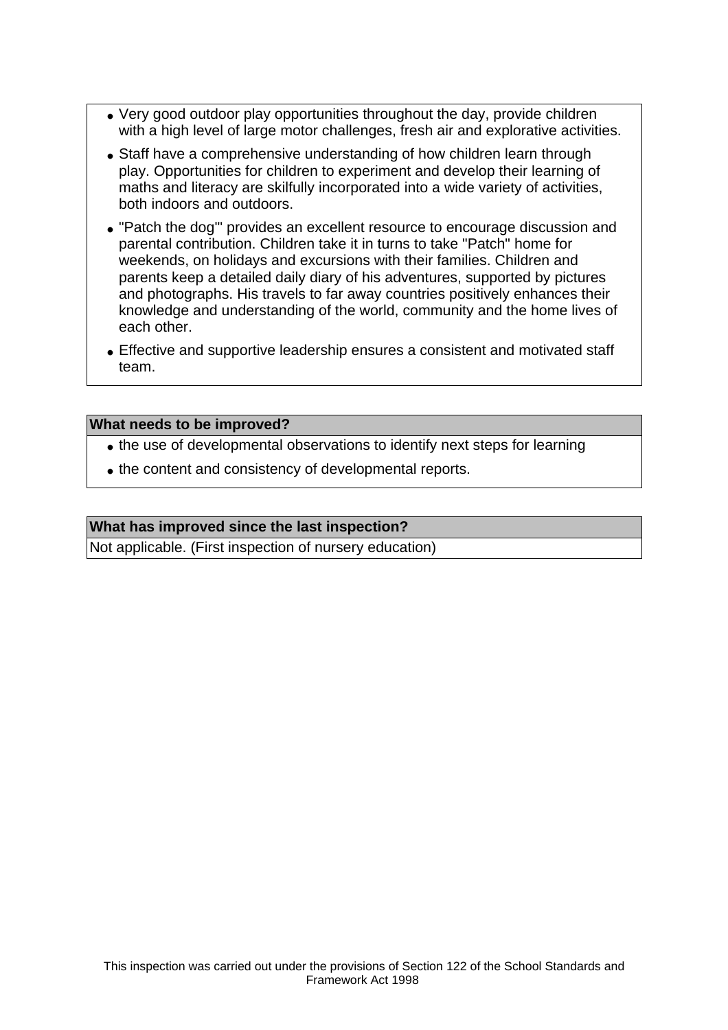- Very good outdoor play opportunities throughout the day, provide children with a high level of large motor challenges, fresh air and explorative activities.
- Staff have a comprehensive understanding of how children learn through play. Opportunities for children to experiment and develop their learning of maths and literacy are skilfully incorporated into a wide variety of activities, both indoors and outdoors.
- "Patch the dog'" provides an excellent resource to encourage discussion and parental contribution. Children take it in turns to take "Patch" home for weekends, on holidays and excursions with their families. Children and parents keep a detailed daily diary of his adventures, supported by pictures and photographs. His travels to far away countries positively enhances their knowledge and understanding of the world, community and the home lives of each other.
- Effective and supportive leadership ensures a consistent and motivated staff team.

**What needs to be improved?**

- the use of developmental observations to identify next steps for learning
- the content and consistency of developmental reports.

**What has improved since the last inspection?**

Not applicable. (First inspection of nursery education)

This inspection was carried out under the provisions of Section 122 of the School Standards and Framework Act 1998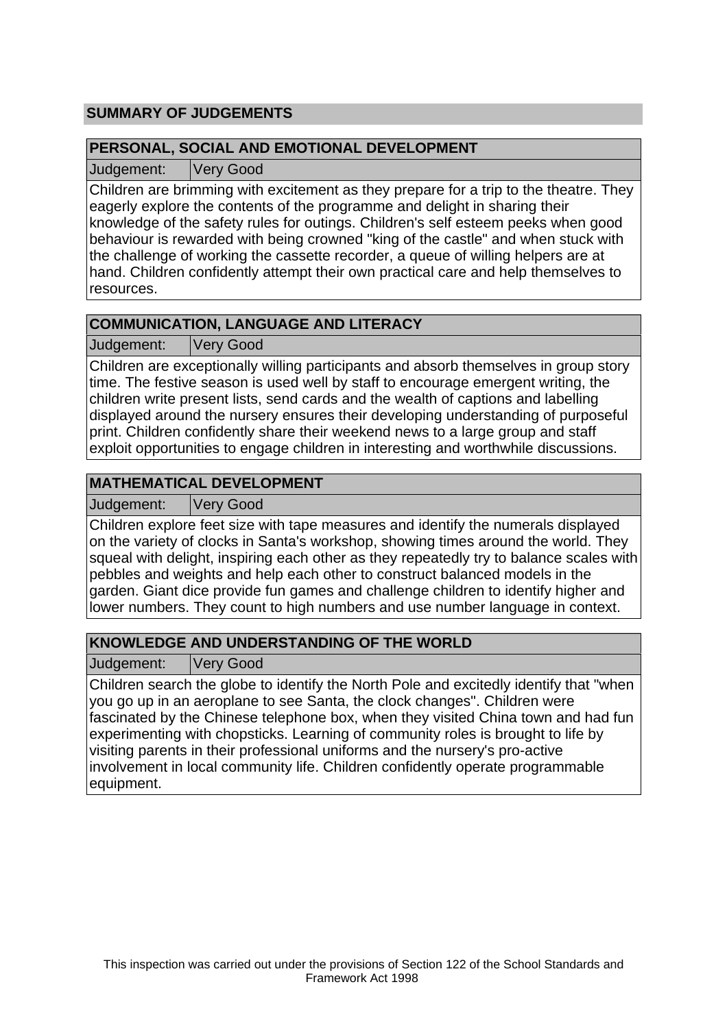## SUMMARY OF JUDGEMENTS

### PERSONAL, SOCIAL AND EMOTIONAL DEVELOPMENT

| Judgement: | Very Good |
|---|---|

Children are brimming with excitement as they prepare for a trip to the theatre. They eagerly explore the contents of the programme and delight in sharing their knowledge of the safety rules for outings. Children's self esteem peeks when good behaviour is rewarded with being crowned "king of the castle" and when stuck with the challenge of working the cassette recorder, a queue of willing helpers are at hand. Children confidently attempt their own practical care and help themselves to resources.

### COMMUNICATION, LANGUAGE AND LITERACY

| Judgement: | Very Good |
|---|---|

Children are exceptionally willing participants and absorb themselves in group story time. The festive season is used well by staff to encourage emergent writing, the children write present lists, send cards and the wealth of captions and labelling displayed around the nursery ensures their developing understanding of purposeful print. Children confidently share their weekend news to a large group and staff exploit opportunities to engage children in interesting and worthwhile discussions.

### MATHEMATICAL DEVELOPMENT

| Judgement: | Very Good |
|---|---|

Children explore feet size with tape measures and identify the numerals displayed on the variety of clocks in Santa's workshop, showing times around the world. They squeal with delight, inspiring each other as they repeatedly try to balance scales with pebbles and weights and help each other to construct balanced models in the garden. Giant dice provide fun games and challenge children to identify higher and lower numbers. They count to high numbers and use number language in context.

### KNOWLEDGE AND UNDERSTANDING OF THE WORLD

| Judgement: | Very Good |
|---|---|

Children search the globe to identify the North Pole and excitedly identify that "when you go up in an aeroplane to see Santa, the clock changes". Children were fascinated by the Chinese telephone box, when they visited China town and had fun experimenting with chopsticks. Learning of community roles is brought to life by visiting parents in their professional uniforms and the nursery's pro-active involvement in local community life. Children confidently operate programmable equipment.

This inspection was carried out under the provisions of Section 122 of the School Standards and Framework Act 1998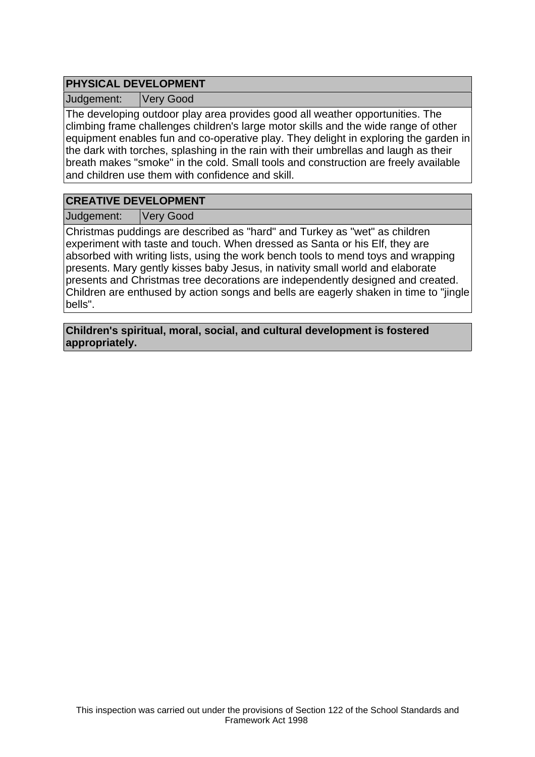## PHYSICAL DEVELOPMENT

| Judgement: | Very Good |
|---|---|

The developing outdoor play area provides good all weather opportunities. The climbing frame challenges children's large motor skills and the wide range of other equipment enables fun and co-operative play. They delight in exploring the garden in the dark with torches, splashing in the rain with their umbrellas and laugh as their breath makes "smoke" in the cold. Small tools and construction are freely available and children use them with confidence and skill.

## CREATIVE DEVELOPMENT

| Judgement: | Very Good |
|---|---|

Christmas puddings are described as "hard" and Turkey as "wet" as children experiment with taste and touch. When dressed as Santa or his Elf, they are absorbed with writing lists, using the work bench tools to mend toys and wrapping presents. Mary gently kisses baby Jesus, in nativity small world and elaborate presents and Christmas tree decorations are independently designed and created. Children are enthused by action songs and bells are eagerly shaken in time to "jingle bells".

**Children's spiritual, moral, social, and cultural development is fostered appropriately.**

This inspection was carried out under the provisions of Section 122 of the School Standards and Framework Act 1998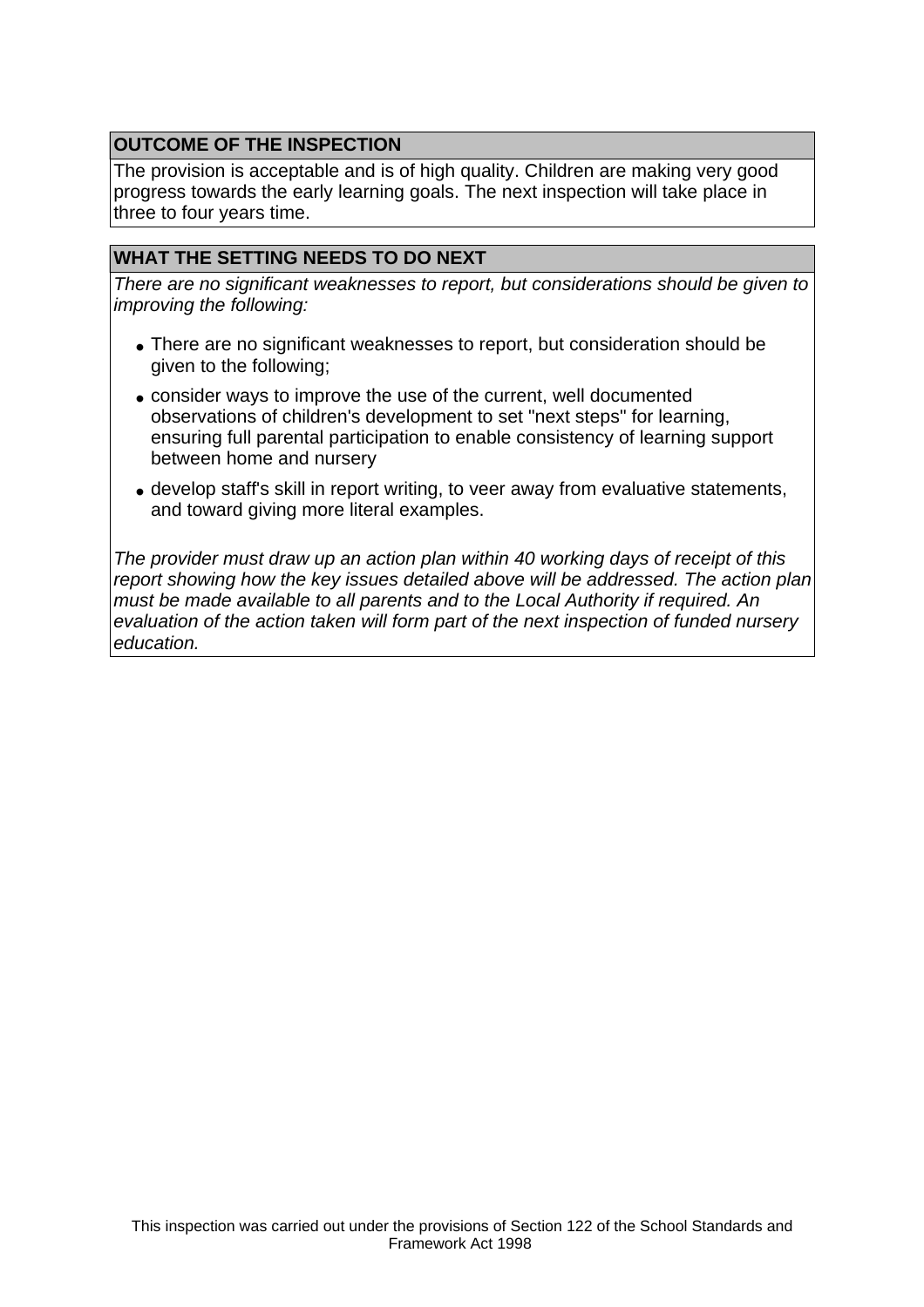## OUTCOME OF THE INSPECTION

The provision is acceptable and is of high quality. Children are making very good progress towards the early learning goals. The next inspection will take place in three to four years time.

## WHAT THE SETTING NEEDS TO DO NEXT

*There are no significant weaknesses to report, but considerations should be given to improving the following:*

- There are no significant weaknesses to report, but consideration should be given to the following;
- consider ways to improve the use of the current, well documented observations of children's development to set "next steps" for learning, ensuring full parental participation to enable consistency of learning support between home and nursery
- develop staff's skill in report writing, to veer away from evaluative statements, and toward giving more literal examples.

*The provider must draw up an action plan within 40 working days of receipt of this report showing how the key issues detailed above will be addressed. The action plan must be made available to all parents and to the Local Authority if required. An evaluation of the action taken will form part of the next inspection of funded nursery education.*

This inspection was carried out under the provisions of Section 122 of the School Standards and Framework Act 1998